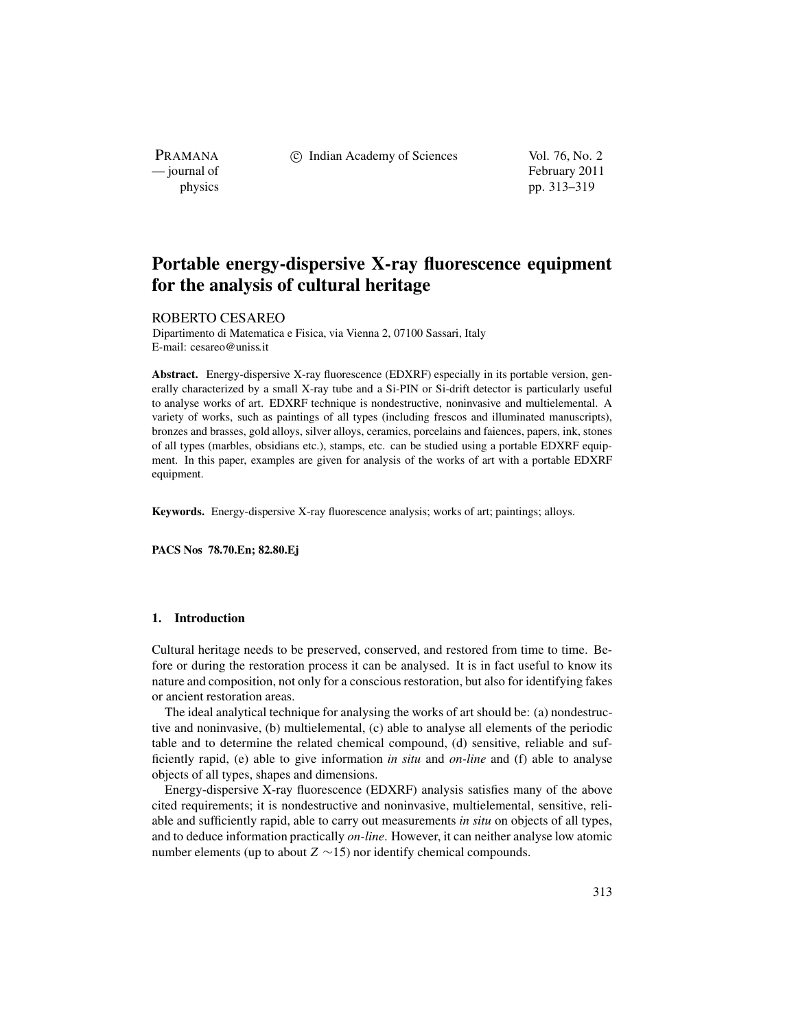# Portable energy-dispersive X-ray fluorescence equipment for the analysis of cultural heritage

ROBERTO CESAREO

Dipartimento di Matematica e Fisica, via Vienna 2, 07100 Sassari, Italy
E-mail: cesareo@uniss.it

**Abstract.** Energy-dispersive X-ray fluorescence (EDXRF) especially in its portable version, generally characterized by a small X-ray tube and a Si-PIN or Si-drift detector is particularly useful to analyse works of art. EDXRF technique is nondestructive, noninvasive and multielemental. A variety of works, such as paintings of all types (including frescos and illuminated manuscripts), bronzes and brasses, gold alloys, silver alloys, ceramics, porcelains and faiences, papers, ink, stones of all types (marbles, obsidians etc.), stamps, etc. can be studied using a portable EDXRF equipment. In this paper, examples are given for analysis of the works of art with a portable EDXRF equipment.

**Keywords.** Energy-dispersive X-ray fluorescence analysis; works of art; paintings; alloys.

**PACS Nos 78.70.En; 82.80.Ej**

## 1. Introduction

Cultural heritage needs to be preserved, conserved, and restored from time to time. Before or during the restoration process it can be analysed. It is in fact useful to know its nature and composition, not only for a conscious restoration, but also for identifying fakes or ancient restoration areas.

The ideal analytical technique for analysing the works of art should be: (a) nondestructive and noninvasive, (b) multielemental, (c) able to analyse all elements of the periodic table and to determine the related chemical compound, (d) sensitive, reliable and sufficiently rapid, (e) able to give information *in situ* and *on-line* and (f) able to analyse objects of all types, shapes and dimensions.

Energy-dispersive X-ray fluorescence (EDXRF) analysis satisfies many of the above cited requirements; it is nondestructive and noninvasive, multielemental, sensitive, reliable and sufficiently rapid, able to carry out measurements *in situ* on objects of all types, and to deduce information practically *on-line*. However, it can neither analyse low atomic number elements (up to about $Z \sim 15$) nor identify chemical compounds.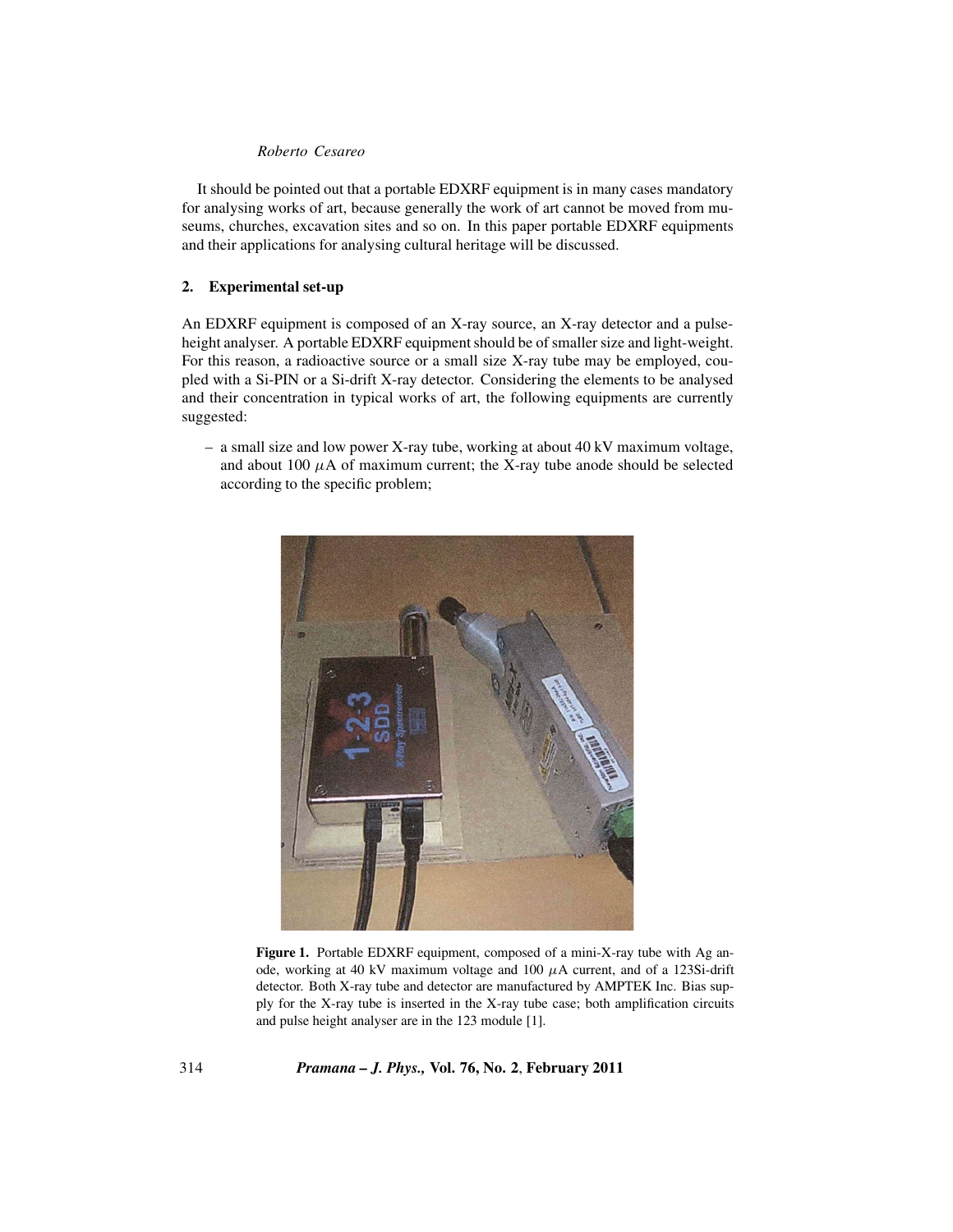It should be pointed out that a portable EDXRF equipment is in many cases mandatory for analysing works of art, because generally the work of art cannot be moved from museums, churches, excavation sites and so on. In this paper portable EDXRF equipments and their applications for analysing cultural heritage will be discussed.

## 2. Experimental set-up

An EDXRF equipment is composed of an X-ray source, an X-ray detector and a pulse-height analyser. A portable EDXRF equipment should be of smaller size and light-weight. For this reason, a radioactive source or a small size X-ray tube may be employed, coupled with a Si-PIN or a Si-drift X-ray detector. Considering the elements to be analysed and their concentration in typical works of art, the following equipments are currently suggested:

– a small size and low power X-ray tube, working at about 40 kV maximum voltage, and about 100 $\mu$A of maximum current; the X-ray tube anode should be selected according to the specific problem;

**Figure 1.** Portable EDXRF equipment, composed of a mini-X-ray tube with Ag anode, working at 40 kV maximum voltage and 100 $\mu$A current, and of a 123Si-drift detector. Both X-ray tube and detector are manufactured by AMPTEK Inc. Bias supply for the X-ray tube is inserted in the X-ray tube case; both amplification circuits and pulse height analyser are in the 123 module [1].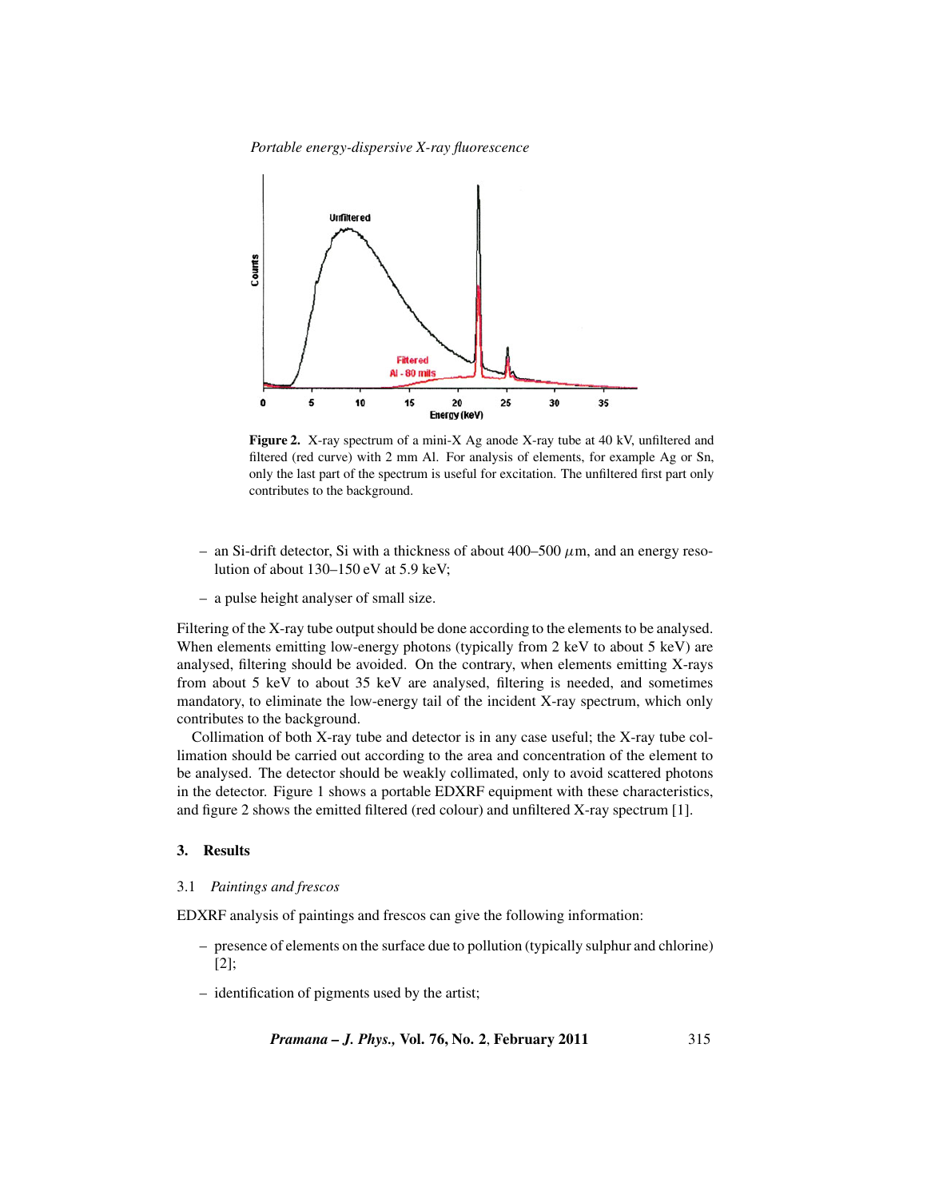**Figure 2.** X-ray spectrum of a mini-X Ag anode X-ray tube at 40 kV, unfiltered and filtered (red curve) with 2 mm Al. For analysis of elements, for example Ag or Sn, only the last part of the spectrum is useful for excitation. The unfiltered first part only contributes to the background.

- an Si-drift detector, Si with a thickness of about 400–500 $\mu$m, and an energy resolution of about 130–150 eV at 5.9 keV;
- a pulse height analyser of small size.

Filtering of the X-ray tube output should be done according to the elements to be analysed. When elements emitting low-energy photons (typically from 2 keV to about 5 keV) are analysed, filtering should be avoided. On the contrary, when elements emitting X-rays from about 5 keV to about 35 keV are analysed, filtering is needed, and sometimes mandatory, to eliminate the low-energy tail of the incident X-ray spectrum, which only contributes to the background.

Collimation of both X-ray tube and detector is in any case useful; the X-ray tube collimation should be carried out according to the area and concentration of the element to be analysed. The detector should be weakly collimated, only to avoid scattered photons in the detector. Figure 1 shows a portable EDXRF equipment with these characteristics, and figure 2 shows the emitted filtered (red colour) and unfiltered X-ray spectrum [1].

## 3. Results

### 3.1 *Paintings and frescos*

EDXRF analysis of paintings and frescos can give the following information:

- presence of elements on the surface due to pollution (typically sulphur and chlorine) [2];
- identification of pigments used by the artist;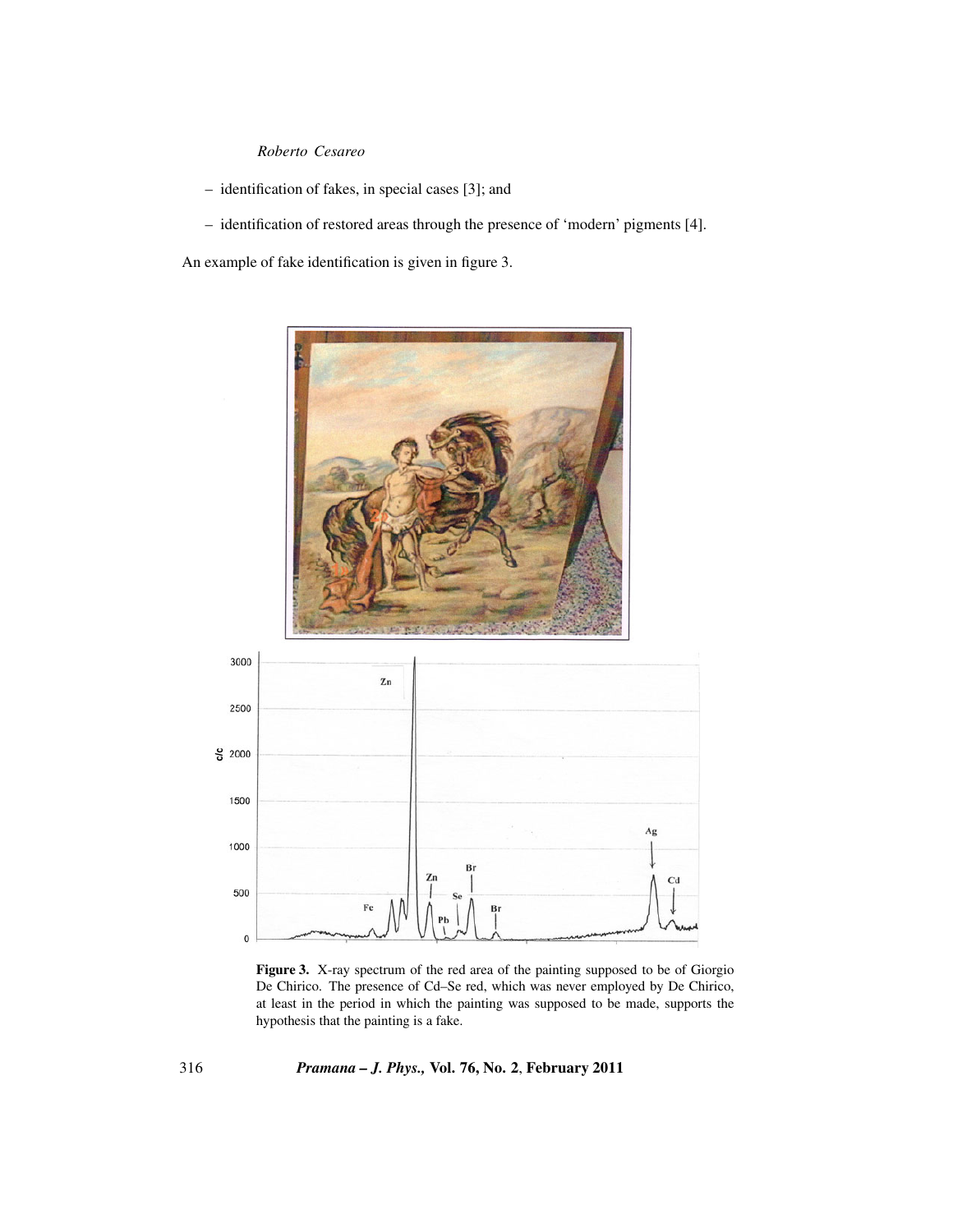– identification of fakes, in special cases [3]; and

– identification of restored areas through the presence of ‘modern’ pigments [4].

An example of fake identification is given in figure 3.

**Figure 3.** X-ray spectrum of the red area of the painting supposed to be of Giorgio De Chirico. The presence of Cd–Se red, which was never employed by De Chirico, at least in the period in which the painting was supposed to be made, supports the hypothesis that the painting is a fake.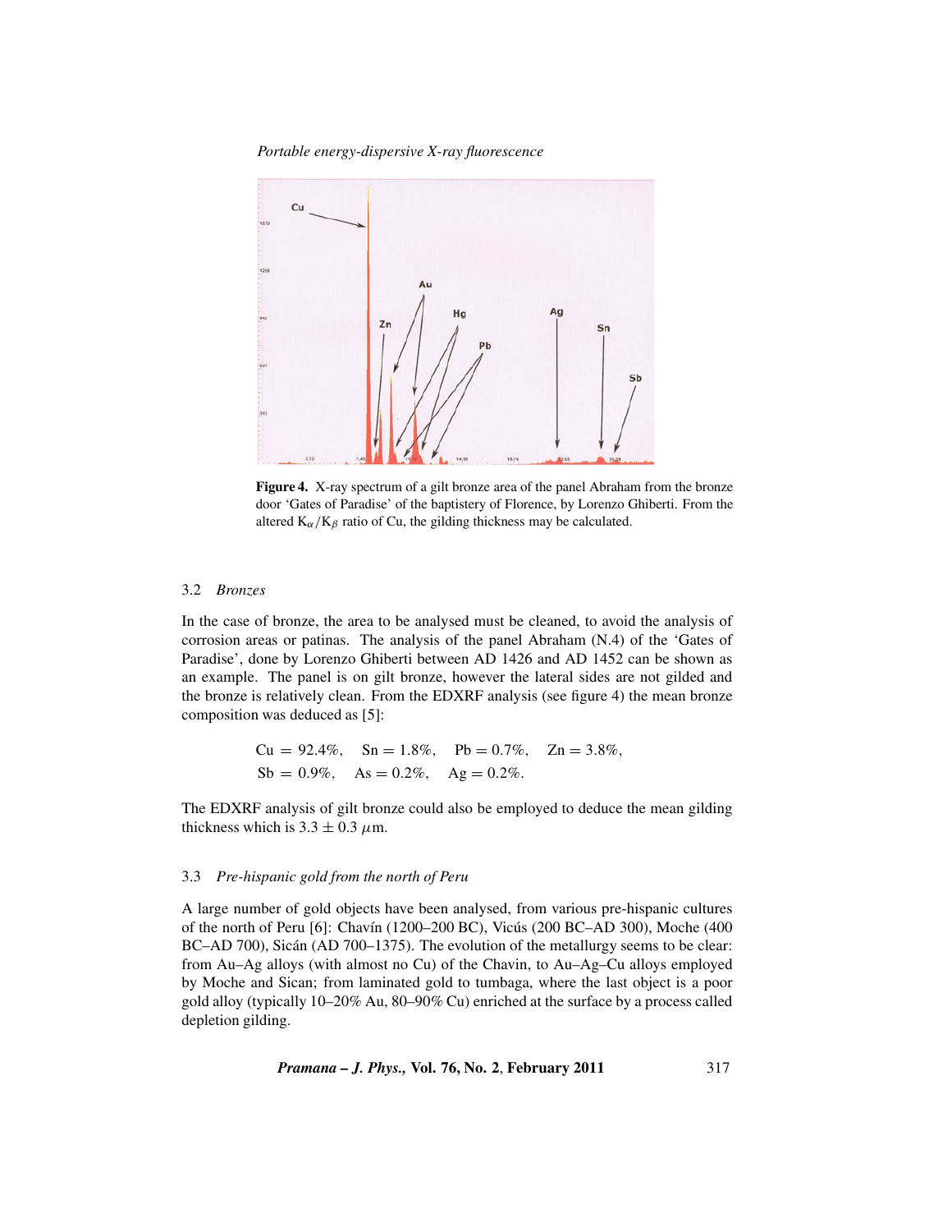**Figure 4.** X-ray spectrum of a gilt bronze area of the panel Abraham from the bronze door 'Gates of Paradise' of the baptistery of Florence, by Lorenzo Ghiberti. From the altered $K_\alpha/K_\beta$ ratio of Cu, the gilding thickness may be calculated.

### 3.2 *Bronzes*

In the case of bronze, the area to be analysed must be cleaned, to avoid the analysis of corrosion areas or patinas. The analysis of the panel Abraham (N.4) of the 'Gates of Paradise', done by Lorenzo Ghiberti between AD 1426 and AD 1452 can be shown as an example. The panel is on gilt bronze, however the lateral sides are not gilded and the bronze is relatively clean. From the EDXRF analysis (see figure 4) the mean bronze composition was deduced as [5]:

$$\text{Cu} = 92.4\%, \quad \text{Sn} = 1.8\%, \quad \text{Pb} = 0.7\%, \quad \text{Zn} = 3.8\%,$$
$$\text{Sb} = 0.9\%, \quad \text{As} = 0.2\%, \quad \text{Ag} = 0.2\%.$$

The EDXRF analysis of gilt bronze could also be employed to deduce the mean gilding thickness which is $3.3 \pm 0.3\ \mu$m.

### 3.3 *Pre-hispanic gold from the north of Peru*

A large number of gold objects have been analysed, from various pre-hispanic cultures of the north of Peru [6]: Chavín (1200–200 BC), Vicús (200 BC–AD 300), Moche (400 BC–AD 700), Sicán (AD 700–1375). The evolution of the metallurgy seems to be clear: from Au–Ag alloys (with almost no Cu) of the Chavin, to Au–Ag–Cu alloys employed by Moche and Sican; from laminated gold to tumbaga, where the last object is a poor gold alloy (typically 10–20% Au, 80–90% Cu) enriched at the surface by a process called depletion gilding.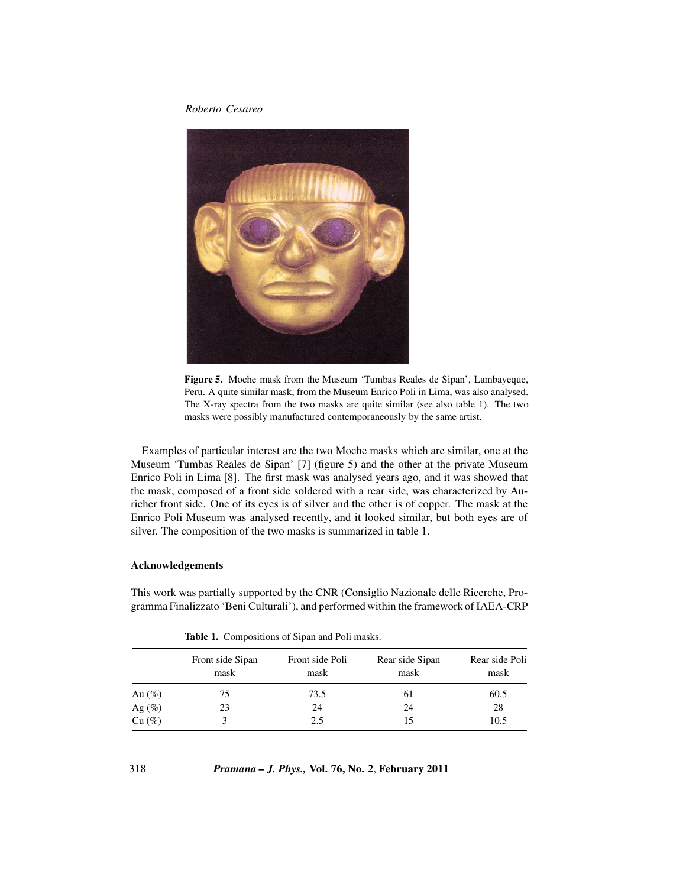Figure 5. Moche mask from the Museum 'Tumbas Reales de Sipan', Lambayeque, Peru. A quite similar mask, from the Museum Enrico Poli in Lima, was also analysed. The X-ray spectra from the two masks are quite similar (see also table 1). The two masks were possibly manufactured contemporaneously by the same artist.

Examples of particular interest are the two Moche masks which are similar, one at the Museum 'Tumbas Reales de Sipan' [7] (figure 5) and the other at the private Museum Enrico Poli in Lima [8]. The first mask was analysed years ago, and it was showed that the mask, composed of a front side soldered with a rear side, was characterized by Au-richer front side. One of its eyes is of silver and the other is of copper. The mask at the Enrico Poli Museum was analysed recently, and it looked similar, but both eyes are of silver. The composition of the two masks is summarized in table 1.

## Acknowledgements

This work was partially supported by the CNR (Consiglio Nazionale delle Ricerche, Programma Finalizzato 'Beni Culturali'), and performed within the framework of IAEA-CRP

**Table 1.** Compositions of Sipan and Poli masks.

| | Front side Sipan mask | Front side Poli mask | Rear side Sipan mask | Rear side Poli mask |
|---|---|---|---|---|
| Au (%) | 75 | 73.5 | 61 | 60.5 |
| Ag (%) | 23 | 24 | 24 | 28 |
| Cu (%) | 3 | 2.5 | 15 | 10.5 |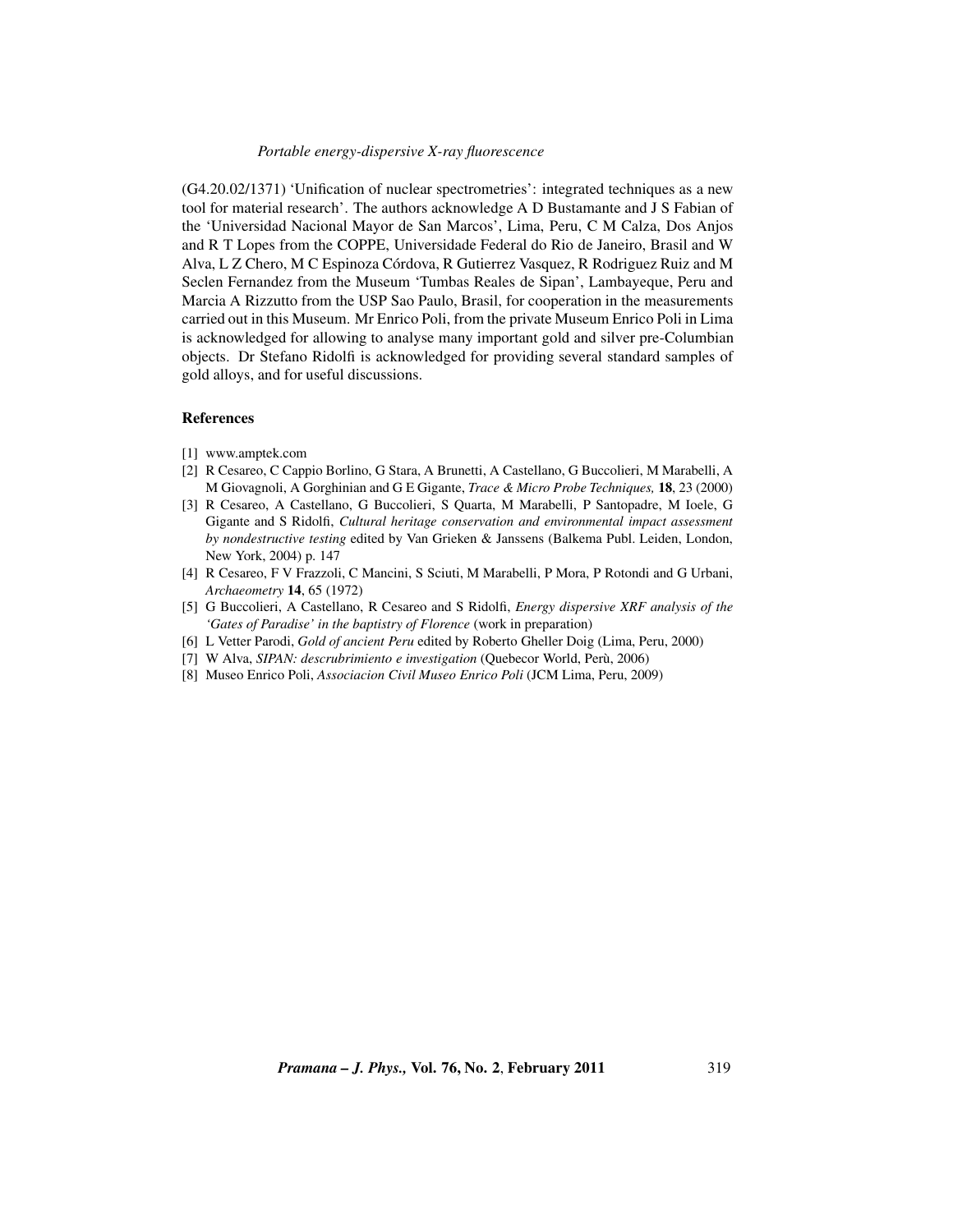(G4.20.02/1371) 'Unification of nuclear spectrometries': integrated techniques as a new tool for material research'. The authors acknowledge A D Bustamante and J S Fabian of the 'Universidad Nacional Mayor de San Marcos', Lima, Peru, C M Calza, Dos Anjos and R T Lopes from the COPPE, Universidade Federal do Rio de Janeiro, Brasil and W Alva, L Z Chero, M C Espinoza Córdova, R Gutierrez Vasquez, R Rodriguez Ruiz and M Seclen Fernandez from the Museum 'Tumbas Reales de Sipan', Lambayeque, Peru and Marcia A Rizzutto from the USP Sao Paulo, Brasil, for cooperation in the measurements carried out in this Museum. Mr Enrico Poli, from the private Museum Enrico Poli in Lima is acknowledged for allowing to analyse many important gold and silver pre-Columbian objects. Dr Stefano Ridolfi is acknowledged for providing several standard samples of gold alloys, and for useful discussions.

## References

[1] www.amptek.com

[2] R Cesareo, C Cappio Borlino, G Stara, A Brunetti, A Castellano, G Buccolieri, M Marabelli, A M Giovagnoli, A Gorghinian and G E Gigante, *Trace & Micro Probe Techniques,* **18**, 23 (2000)

[3] R Cesareo, A Castellano, G Buccolieri, S Quarta, M Marabelli, P Santopadre, M Ioele, G Gigante and S Ridolfi, *Cultural heritage conservation and environmental impact assessment by nondestructive testing* edited by Van Grieken & Janssens (Balkema Publ. Leiden, London, New York, 2004) p. 147

[4] R Cesareo, F V Frazzoli, C Mancini, S Sciuti, M Marabelli, P Mora, P Rotondi and G Urbani, *Archaeometry* **14**, 65 (1972)

[5] G Buccolieri, A Castellano, R Cesareo and S Ridolfi, *Energy dispersive XRF analysis of the 'Gates of Paradise' in the baptistry of Florence* (work in preparation)

[6] L Vetter Parodi, *Gold of ancient Peru* edited by Roberto Gheller Doig (Lima, Peru, 2000)

[7] W Alva, *SIPAN: descrubrimiento e investigation* (Quebecor World, Perù, 2006)

[8] Museo Enrico Poli, *Associacion Civil Museo Enrico Poli* (JCM Lima, Peru, 2009)